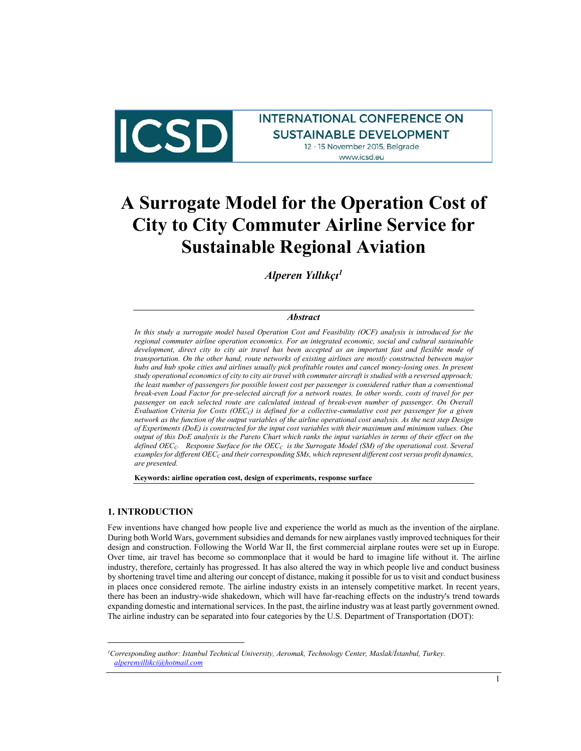# A Surrogate Model for the Operation Cost of City to City Commuter Airline Service for Sustainable Regional Aviation

***Alperen Yıllıkçı*[1]**

### *Abstract*

*In this study a surrogate model based Operation Cost and Feasibility (OCF) analysis is introduced for the regional commuter airline operation economics. For an integrated economic, social and cultural sustainable development, direct city to city air travel has been accepted as an important fast and flexible mode of transportation. On the other hand, route networks of existing airlines are mostly constructed between major hubs and hub spoke cities and airlines usually pick profitable routes and cancel money-losing ones. In present study operational economics of city to city air travel with commuter aircraft is studied with a reversed approach; the least number of passengers for possible lowest cost per passenger is considered rather than a conventional break-even Load Factor for pre-selected aircraft for a network routes. In other words, costs of travel for per passenger on each selected route are calculated instead of break-even number of passenger. On Overall Evaluation Criteria for Costs ($OEC_C$) is defined for a collective-cumulative cost per passenger for a given network as the function of the output variables of the airline operational cost analysis. As the next step Design of Experiments (DoE) is constructed for the input cost variables with their maximum and minimum values. One output of this DoE analysis is the Pareto Chart which ranks the input variables in terms of their effect on the defined $OEC_C$. Response Surface for the $OEC_C$ is the Surrogate Model (SM) of the operational cost. Several examples for different $OEC_C$ and their corresponding SMs, which represent different cost versus profit dynamics, are presented.*

**Keywords: airline operation cost, design of experiments, response surface**

## 1. INTRODUCTION

Few inventions have changed how people live and experience the world as much as the invention of the airplane. During both World Wars, government subsidies and demands for new airplanes vastly improved techniques for their design and construction. Following the World War II, the first commercial airplane routes were set up in Europe. Over time, air travel has become so commonplace that it would be hard to imagine life without it. The airline industry, therefore, certainly has progressed. It has also altered the way in which people live and conduct business by shortening travel time and altering our concept of distance, making it possible for us to visit and conduct business in places once considered remote. The airline industry exists in an intensely competitive market. In recent years, there has been an industry-wide shakedown, which will have far-reaching effects on the industry's trend towards expanding domestic and international services. In the past, the airline industry was at least partly government owned. The airline industry can be separated into four categories by the U.S. Department of Transportation (DOT):

---

[1] *Corresponding author: Istanbul Technical University, Aeromak, Technology Center, Maslak/İstanbul, Turkey.* *alperenyillikci@hotmail.com*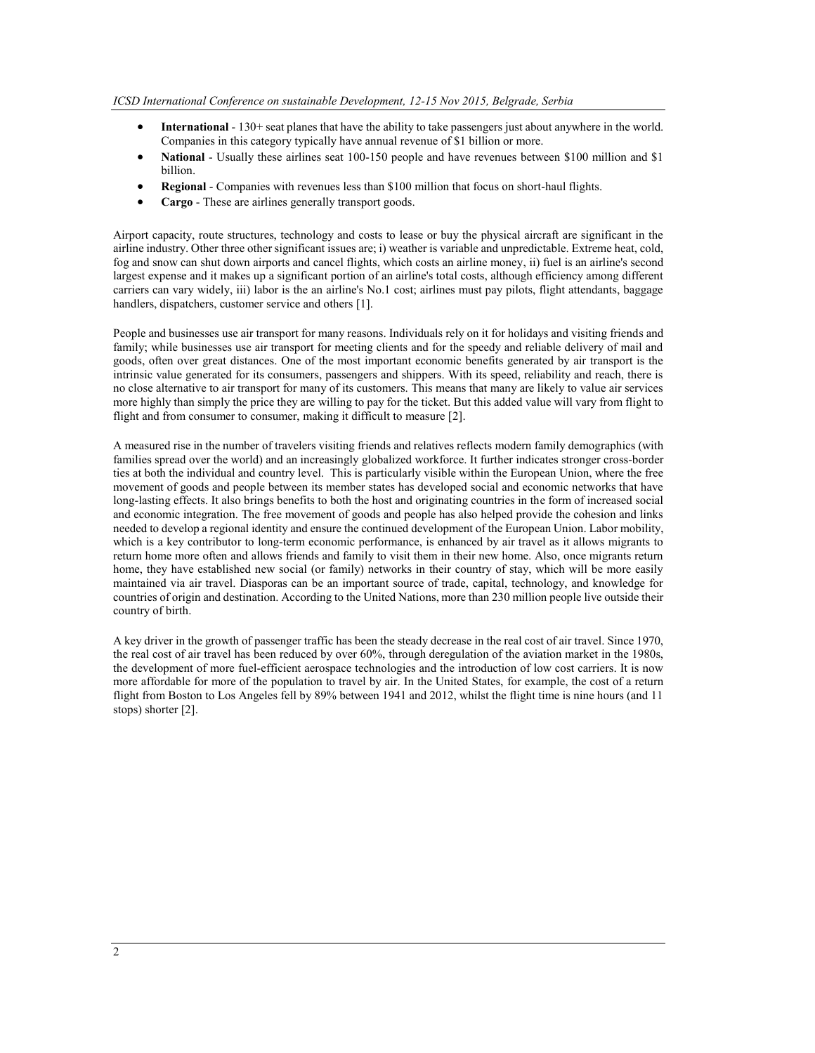- **International** - 130+ seat planes that have the ability to take passengers just about anywhere in the world. Companies in this category typically have annual revenue of $1 billion or more.
- **National** - Usually these airlines seat 100-150 people and have revenues between $100 million and $1 billion.
- **Regional** - Companies with revenues less than $100 million that focus on short-haul flights.
- **Cargo** - These are airlines generally transport goods.

Airport capacity, route structures, technology and costs to lease or buy the physical aircraft are significant in the airline industry. Other three other significant issues are; i) weather is variable and unpredictable. Extreme heat, cold, fog and snow can shut down airports and cancel flights, which costs an airline money, ii) fuel is an airline's second largest expense and it makes up a significant portion of an airline's total costs, although efficiency among different carriers can vary widely, iii) labor is the an airline's No.1 cost; airlines must pay pilots, flight attendants, baggage handlers, dispatchers, customer service and others [1].

People and businesses use air transport for many reasons. Individuals rely on it for holidays and visiting friends and family; while businesses use air transport for meeting clients and for the speedy and reliable delivery of mail and goods, often over great distances. One of the most important economic benefits generated by air transport is the intrinsic value generated for its consumers, passengers and shippers. With its speed, reliability and reach, there is no close alternative to air transport for many of its customers. This means that many are likely to value air services more highly than simply the price they are willing to pay for the ticket. But this added value will vary from flight to flight and from consumer to consumer, making it difficult to measure [2].

A measured rise in the number of travelers visiting friends and relatives reflects modern family demographics (with families spread over the world) and an increasingly globalized workforce. It further indicates stronger cross-border ties at both the individual and country level. This is particularly visible within the European Union, where the free movement of goods and people between its member states has developed social and economic networks that have long-lasting effects. It also brings benefits to both the host and originating countries in the form of increased social and economic integration. The free movement of goods and people has also helped provide the cohesion and links needed to develop a regional identity and ensure the continued development of the European Union. Labor mobility, which is a key contributor to long-term economic performance, is enhanced by air travel as it allows migrants to return home more often and allows friends and family to visit them in their new home. Also, once migrants return home, they have established new social (or family) networks in their country of stay, which will be more easily maintained via air travel. Diasporas can be an important source of trade, capital, technology, and knowledge for countries of origin and destination. According to the United Nations, more than 230 million people live outside their country of birth.

A key driver in the growth of passenger traffic has been the steady decrease in the real cost of air travel. Since 1970, the real cost of air travel has been reduced by over 60%, through deregulation of the aviation market in the 1980s, the development of more fuel-efficient aerospace technologies and the introduction of low cost carriers. It is now more affordable for more of the population to travel by air. In the United States, for example, the cost of a return flight from Boston to Los Angeles fell by 89% between 1941 and 2012, whilst the flight time is nine hours (and 11 stops) shorter [2].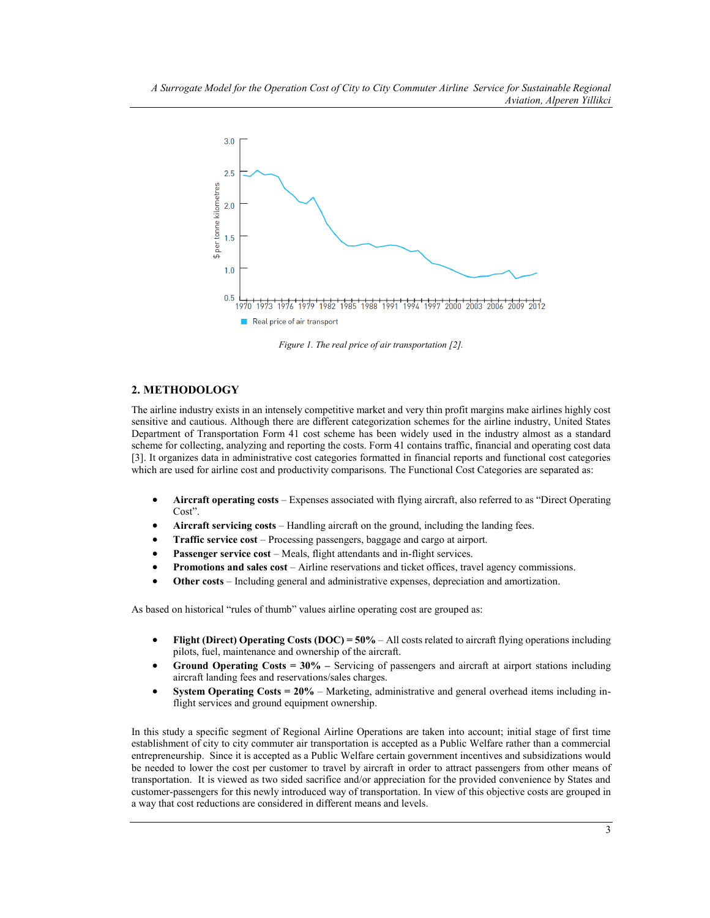Figure 1. The real price of air transportation [2].

## 2. METHODOLOGY

The airline industry exists in an intensely competitive market and very thin profit margins make airlines highly cost sensitive and cautious. Although there are different categorization schemes for the airline industry, United States Department of Transportation Form 41 cost scheme has been widely used in the industry almost as a standard scheme for collecting, analyzing and reporting the costs. Form 41 contains traffic, financial and operating cost data [3]. It organizes data in administrative cost categories formatted in financial reports and functional cost categories which are used for airline cost and productivity comparisons. The Functional Cost Categories are separated as:

- **Aircraft operating costs** – Expenses associated with flying aircraft, also referred to as "Direct Operating Cost".
- **Aircraft servicing costs** – Handling aircraft on the ground, including the landing fees.
- **Traffic service cost** – Processing passengers, baggage and cargo at airport.
- **Passenger service cost** – Meals, flight attendants and in-flight services.
- **Promotions and sales cost** – Airline reservations and ticket offices, travel agency commissions.
- **Other costs** – Including general and administrative expenses, depreciation and amortization.

As based on historical "rules of thumb" values airline operating cost are grouped as:

- **Flight (Direct) Operating Costs (DOC) = 50%** – All costs related to aircraft flying operations including pilots, fuel, maintenance and ownership of the aircraft.
- **Ground Operating Costs = 30% –** Servicing of passengers and aircraft at airport stations including aircraft landing fees and reservations/sales charges.
- **System Operating Costs = 20%** – Marketing, administrative and general overhead items including in-flight services and ground equipment ownership.

In this study a specific segment of Regional Airline Operations are taken into account; initial stage of first time establishment of city to city commuter air transportation is accepted as a Public Welfare rather than a commercial entrepreneurship. Since it is accepted as a Public Welfare certain government incentives and subsidizations would be needed to lower the cost per customer to travel by aircraft in order to attract passengers from other means of transportation. It is viewed as two sided sacrifice and/or appreciation for the provided convenience by States and customer-passengers for this newly introduced way of transportation. In view of this objective costs are grouped in a way that cost reductions are considered in different means and levels.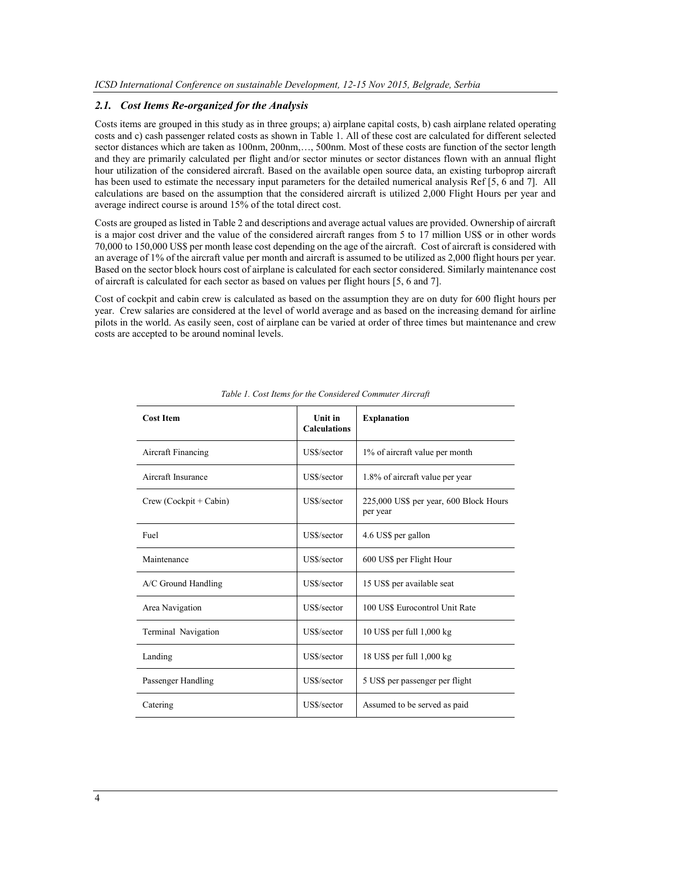### *2.1. Cost Items Re-organized for the Analysis*

Costs items are grouped in this study as in three groups; a) airplane capital costs, b) cash airplane related operating costs and c) cash passenger related costs as shown in Table 1. All of these cost are calculated for different selected sector distances which are taken as 100nm, 200nm,…, 500nm. Most of these costs are function of the sector length and they are primarily calculated per flight and/or sector minutes or sector distances flown with an annual flight hour utilization of the considered aircraft. Based on the available open source data, an existing turboprop aircraft has been used to estimate the necessary input parameters for the detailed numerical analysis Ref [5, 6 and 7]. All calculations are based on the assumption that the considered aircraft is utilized 2,000 Flight Hours per year and average indirect course is around 15% of the total direct cost.

Costs are grouped as listed in Table 2 and descriptions and average actual values are provided. Ownership of aircraft is a major cost driver and the value of the considered aircraft ranges from 5 to 17 million US$ or in other words 70,000 to 150,000 US$ per month lease cost depending on the age of the aircraft. Cost of aircraft is considered with an average of 1% of the aircraft value per month and aircraft is assumed to be utilized as 2,000 flight hours per year. Based on the sector block hours cost of airplane is calculated for each sector considered. Similarly maintenance cost of aircraft is calculated for each sector as based on values per flight hours [5, 6 and 7].

Cost of cockpit and cabin crew is calculated as based on the assumption they are on duty for 600 flight hours per year. Crew salaries are considered at the level of world average and as based on the increasing demand for airline pilots in the world. As easily seen, cost of airplane can be varied at order of three times but maintenance and crew costs are accepted to be around nominal levels.

*Table 1. Cost Items for the Considered Commuter Aircraft*

| Cost Item | Unit in Calculations | Explanation |
|---|---|---|
| Aircraft Financing | US$/sector | 1% of aircraft value per month |
| Aircraft Insurance | US$/sector | 1.8% of aircraft value per year |
| Crew (Cockpit + Cabin) | US$/sector | 225,000 US$ per year, 600 Block Hours per year |
| Fuel | US$/sector | 4.6 US$ per gallon |
| Maintenance | US$/sector | 600 US$ per Flight Hour |
| A/C Ground Handling | US$/sector | 15 US$ per available seat |
| Area Navigation | US$/sector | 100 US$ Eurocontrol Unit Rate |
| Terminal Navigation | US$/sector | 10 US$ per full 1,000 kg |
| Landing | US$/sector | 18 US$ per full 1,000 kg |
| Passenger Handling | US$/sector | 5 US$ per passenger per flight |
| Catering | US$/sector | Assumed to be served as paid |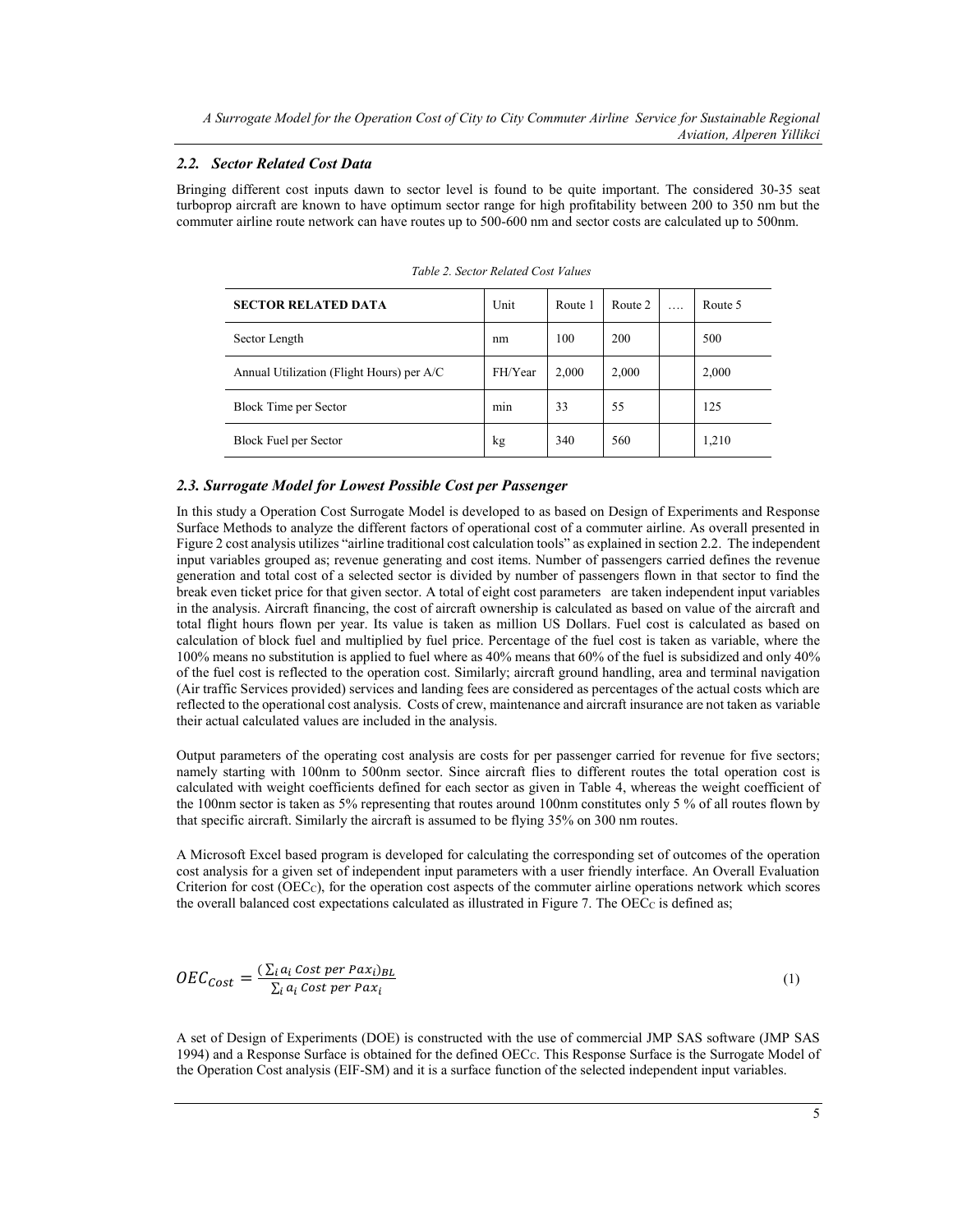### *2.2. Sector Related Cost Data*

Bringing different cost inputs dawn to sector level is found to be quite important. The considered 30-35 seat turboprop aircraft are known to have optimum sector range for high profitability between 200 to 350 nm but the commuter airline route network can have routes up to 500-600 nm and sector costs are calculated up to 500nm.

*Table 2. Sector Related Cost Values*

| **SECTOR RELATED DATA** | Unit | Route 1 | Route 2 | …. | Route 5 |
|---|---|---|---|---|---|
| Sector Length | nm | 100 | 200 | | 500 |
| Annual Utilization (Flight Hours) per A/C | FH/Year | 2,000 | 2,000 | | 2,000 |
| Block Time per Sector | min | 33 | 55 | | 125 |
| Block Fuel per Sector | kg | 340 | 560 | | 1,210 |

### *2.3. Surrogate Model for Lowest Possible Cost per Passenger*

In this study a Operation Cost Surrogate Model is developed to as based on Design of Experiments and Response Surface Methods to analyze the different factors of operational cost of a commuter airline. As overall presented in Figure 2 cost analysis utilizes "airline traditional cost calculation tools" as explained in section 2.2. The independent input variables grouped as; revenue generating and cost items. Number of passengers carried defines the revenue generation and total cost of a selected sector is divided by number of passengers flown in that sector to find the break even ticket price for that given sector. A total of eight cost parameters are taken independent input variables in the analysis. Aircraft financing, the cost of aircraft ownership is calculated as based on value of the aircraft and total flight hours flown per year. Its value is taken as million US Dollars. Fuel cost is calculated as based on calculation of block fuel and multiplied by fuel price. Percentage of the fuel cost is taken as variable, where the 100% means no substitution is applied to fuel where as 40% means that 60% of the fuel is subsidized and only 40% of the fuel cost is reflected to the operation cost. Similarly; aircraft ground handling, area and terminal navigation (Air traffic Services provided) services and landing fees are considered as percentages of the actual costs which are reflected to the operational cost analysis. Costs of crew, maintenance and aircraft insurance are not taken as variable their actual calculated values are included in the analysis.

Output parameters of the operating cost analysis are costs for per passenger carried for revenue for five sectors; namely starting with 100nm to 500nm sector. Since aircraft flies to different routes the total operation cost is calculated with weight coefficients defined for each sector as given in Table 4, whereas the weight coefficient of the 100nm sector is taken as 5% representing that routes around 100nm constitutes only 5 % of all routes flown by that specific aircraft. Similarly the aircraft is assumed to be flying 35% on 300 nm routes.

A Microsoft Excel based program is developed for calculating the corresponding set of outcomes of the operation cost analysis for a given set of independent input parameters with a user friendly interface. An Overall Evaluation Criterion for cost ($OEC_C$), for the operation cost aspects of the commuter airline operations network which scores the overall balanced cost expectations calculated as illustrated in Figure 7. The $OEC_C$ is defined as;

$$OEC_{Cost} = \frac{(\sum_i a_i \; Cost \; per \; Pax_i)_{BL}}{\sum_i a_i \; Cost \; per \; Pax_i} \tag{1}$$

A set of Design of Experiments (DOE) is constructed with the use of commercial JMP SAS software (JMP SAS 1994) and a Response Surface is obtained for the defined $OEC_C$. This Response Surface is the Surrogate Model of the Operation Cost analysis (EIF-SM) and it is a surface function of the selected independent input variables.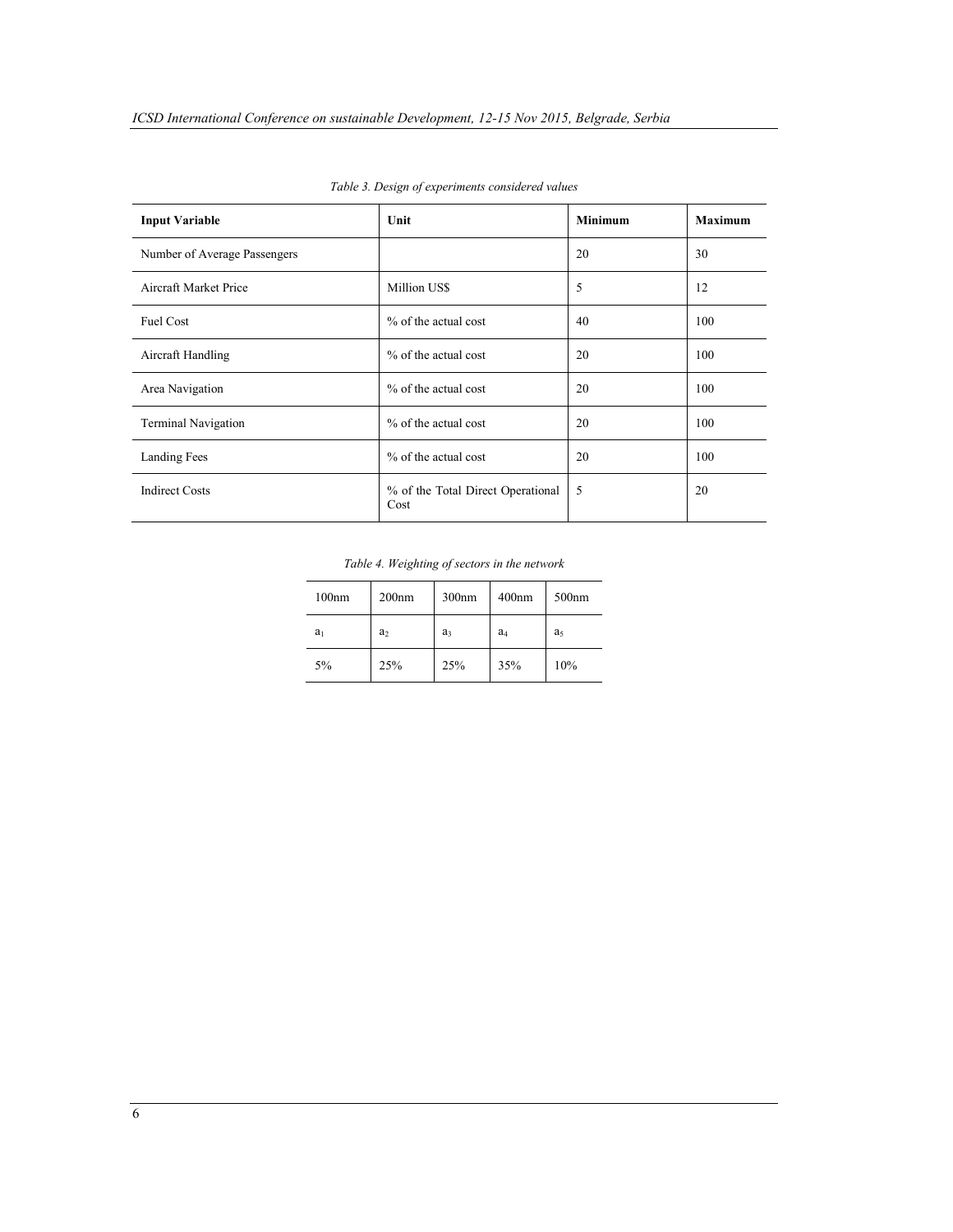*Table 3. Design of experiments considered values*

| Input Variable | Unit | Minimum | Maximum |
|---|---|---|---|
| Number of Average Passengers | | 20 | 30 |
| Aircraft Market Price | Million US$ | 5 | 12 |
| Fuel Cost | % of the actual cost | 40 | 100 |
| Aircraft Handling | % of the actual cost | 20 | 100 |
| Area Navigation | % of the actual cost | 20 | 100 |
| Terminal Navigation | % of the actual cost | 20 | 100 |
| Landing Fees | % of the actual cost | 20 | 100 |
| Indirect Costs | % of the Total Direct Operational Cost | 5 | 20 |

*Table 4. Weighting of sectors in the network*

| 100nm | 200nm | 300nm | 400nm | 500nm |
|---|---|---|---|---|
| $a_1$ | $a_2$ | $a_3$ | $a_4$ | $a_5$ |
| 5% | 25% | 25% | 35% | 10% |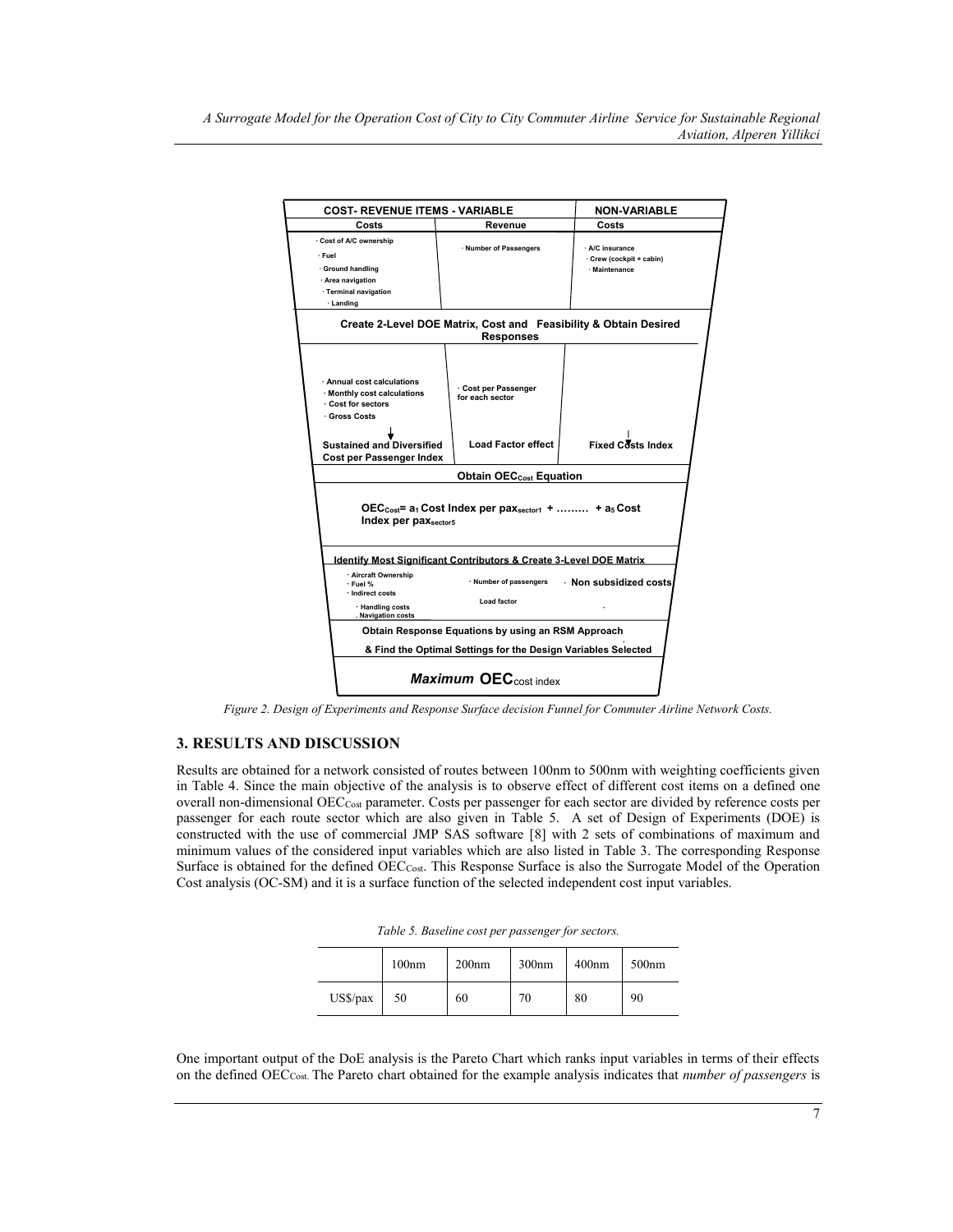| COST- REVENUE ITEMS - VARIABLE | | NON-VARIABLE |
|---|---|---|
| Costs | Revenue | Costs |
| · Cost of A/C ownership · Fuel · Ground handling · Area navigation · Terminal navigation · Landing | · Number of Passengers | · A/C insurance · Crew (cockpit + cabin) · Maintenance |

**Create 2-Level DOE Matrix, Cost and Feasibility & Obtain Desired Responses**

| · Annual cost calculations · Monthly cost calculations · Cost for sectors · Gross Costs | · Cost per Passenger for each sector | |
|---|---|---|
| Sustained and Diversified Cost per Passenger Index | Load Factor effect | Fixed Costs Index |

**Obtain $OEC_{Cost}$ Equation**

$OEC_{Cost} = a_1$ **Cost Index per** $pax_{sector1}$ **+ ……… +** $a_5$ **Cost Index per** $pax_{sector5}$

**Identify Most Significant Contributors & Create 3-Level DOE Matrix**

| · Aircraft Ownership · Fuel % · Indirect costs · Handling costs . Navigation costs | · Number of passengers Load factor | · Non subsidized costs |
|---|---|---|

**Obtain Response Equations by using an RSM Approach**

**& Find the Optimal Settings for the Design Variables Selected**

***Maximum* OEC**cost index

*Figure 2. Design of Experiments and Response Surface decision Funnel for Commuter Airline Network Costs.*

## 3. RESULTS AND DISCUSSION

Results are obtained for a network consisted of routes between 100nm to 500nm with weighting coefficients given in Table 4. Since the main objective of the analysis is to observe effect of different cost items on a defined one overall non-dimensional $OEC_{Cost}$ parameter. Costs per passenger for each sector are divided by reference costs per passenger for each route sector which are also given in Table 5. A set of Design of Experiments (DOE) is constructed with the use of commercial JMP SAS software [8] with 2 sets of combinations of maximum and minimum values of the considered input variables which are also listed in Table 3. The corresponding Response Surface is obtained for the defined $OEC_{Cost}$. This Response Surface is also the Surrogate Model of the Operation Cost analysis (OC-SM) and it is a surface function of the selected independent cost input variables.

*Table 5. Baseline cost per passenger for sectors.*

| | 100nm | 200nm | 300nm | 400nm | 500nm |
|---|---|---|---|---|---|
| US$/pax | 50 | 60 | 70 | 80 | 90 |

One important output of the DoE analysis is the Pareto Chart which ranks input variables in terms of their effects on the defined $OEC_{Cost}$. The Pareto chart obtained for the example analysis indicates that *number of passengers* is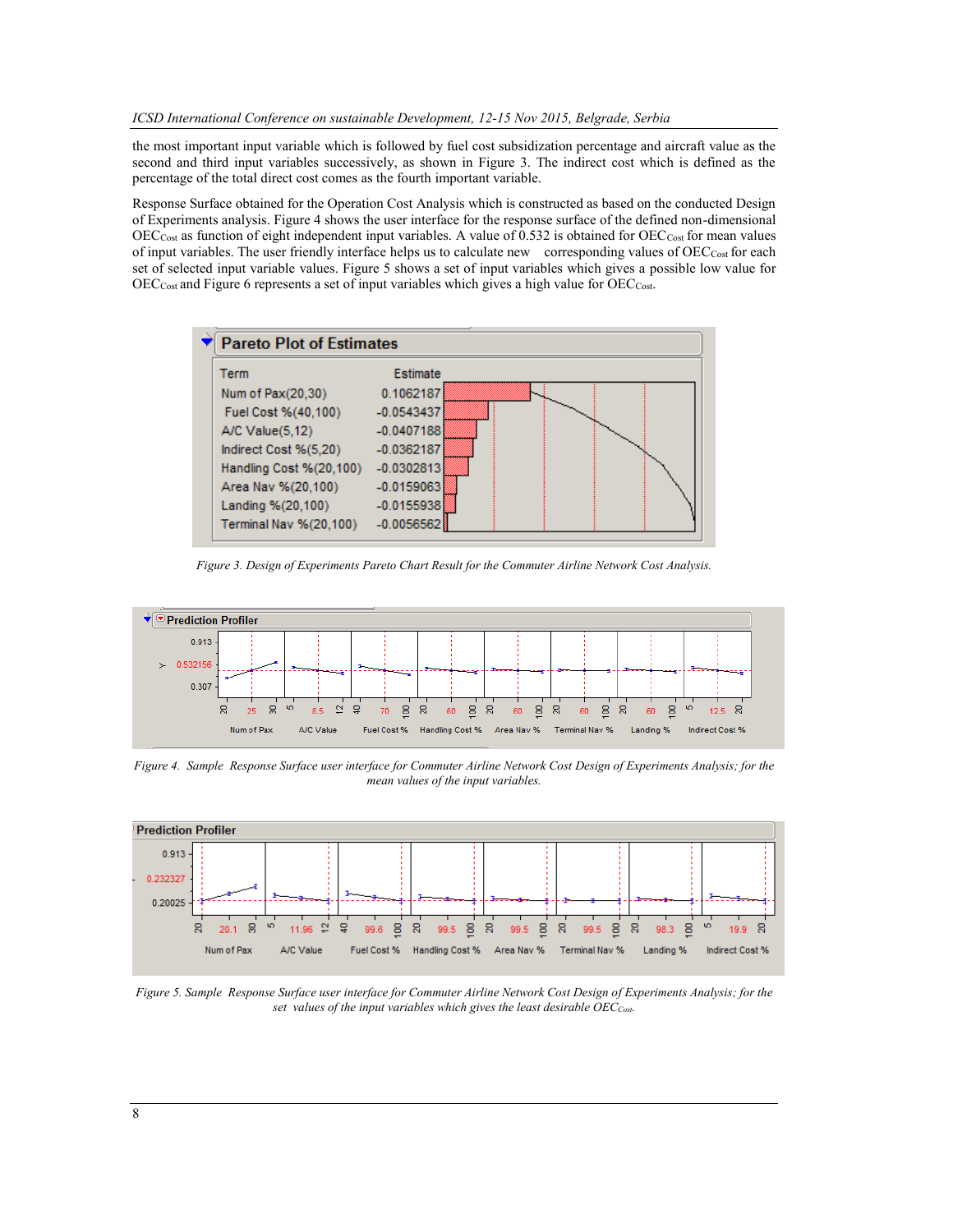the most important input variable which is followed by fuel cost subsidization percentage and aircraft value as the second and third input variables successively, as shown in Figure 3. The indirect cost which is defined as the percentage of the total direct cost comes as the fourth important variable.

Response Surface obtained for the Operation Cost Analysis which is constructed as based on the conducted Design of Experiments analysis. Figure 4 shows the user interface for the response surface of the defined non-dimensional $OEC_{Cost}$ as function of eight independent input variables. A value of 0.532 is obtained for $OEC_{Cost}$ for mean values of input variables. The user friendly interface helps us to calculate new corresponding values of $OEC_{Cost}$ for each set of selected input variable values. Figure 5 shows a set of input variables which gives a possible low value for $OEC_{Cost}$ and Figure 6 represents a set of input variables which gives a high value for $OEC_{Cost}$.

**Pareto Plot of Estimates**

| Term | Estimate |
|---|---|
| Num of Pax(20,30) | 0.1062187 |
| Fuel Cost %(40,100) | -0.0543437 |
| A/C Value(5,12) | -0.0407188 |
| Indirect Cost %(5,20) | -0.0362187 |
| Handling Cost %(20,100) | -0.0302813 |
| Area Nav %(20,100) | -0.0159063 |
| Landing %(20,100) | -0.0155938 |
| Terminal Nav %(20,100) | -0.0056562 |

*Figure 3. Design of Experiments Pareto Chart Result for the Commuter Airline Network Cost Analysis.*

*Figure 4. Sample Response Surface user interface for Commuter Airline Network Cost Design of Experiments Analysis; for the mean values of the input variables.*

*Figure 5. Sample Response Surface user interface for Commuter Airline Network Cost Design of Experiments Analysis; for the set values of the input variables which gives the least desirable $OEC_{Cost}$.*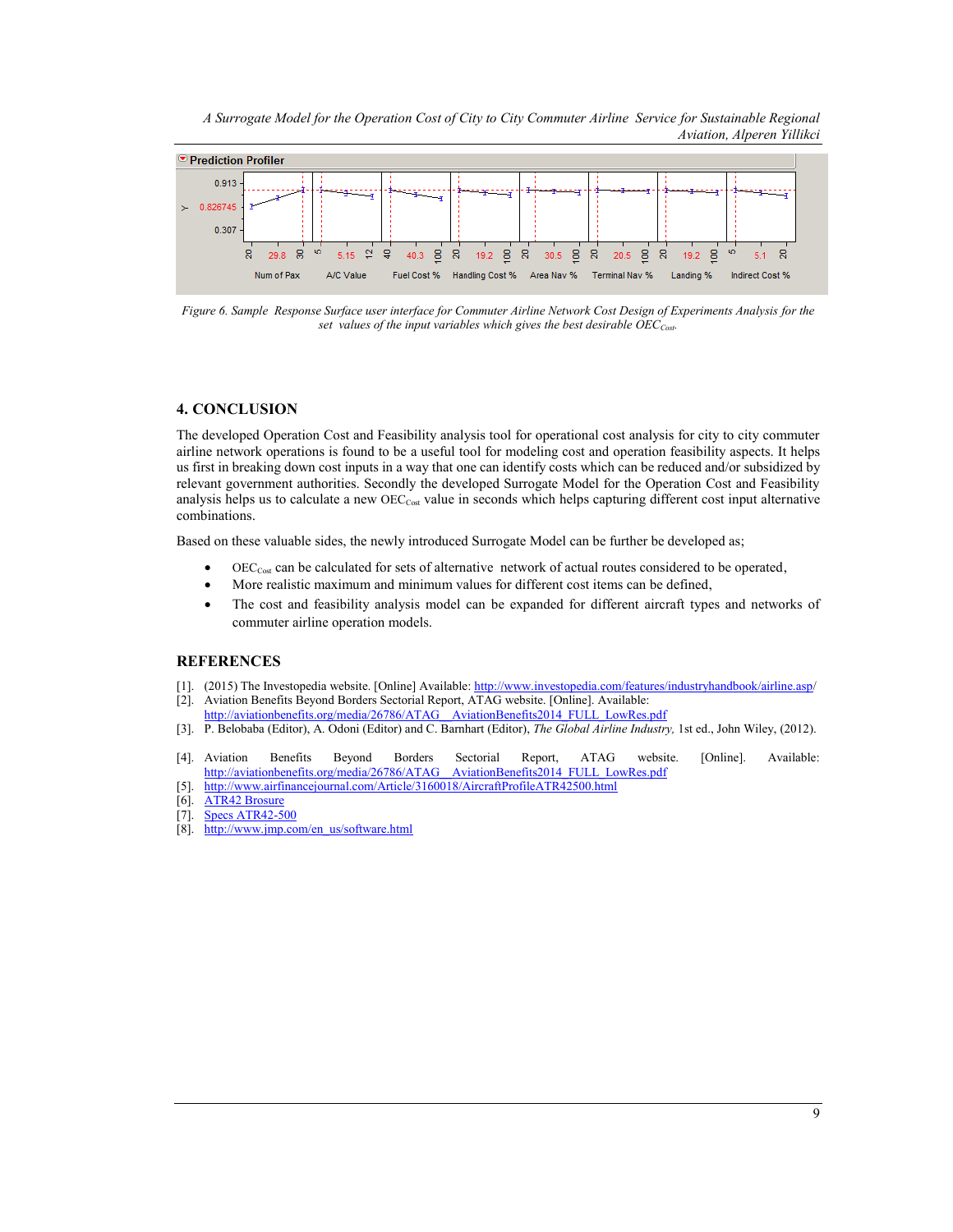Prediction Profiler

0.913

Y 0.826745

0.307

20 29.8 30 5 5.15 12 40 40.3 100 20 19.2 100 20 30.5 100 20 20.5 100 20 19.2 100 5 5.1 20

Num of Pax A/C Value Fuel Cost % Handling Cost % Area Nav % Terminal Nav % Landing % Indirect Cost %

*Figure 6. Sample Response Surface user interface for Commuter Airline Network Cost Design of Experiments Analysis for the set values of the input variables which gives the best desirable $OEC_{Cost}$.*

## 4. CONCLUSION

The developed Operation Cost and Feasibility analysis tool for operational cost analysis for city to city commuter airline network operations is found to be a useful tool for modeling cost and operation feasibility aspects. It helps us first in breaking down cost inputs in a way that one can identify costs which can be reduced and/or subsidized by relevant government authorities. Secondly the developed Surrogate Model for the Operation Cost and Feasibility analysis helps us to calculate a new $OEC_{Cost}$ value in seconds which helps capturing different cost input alternative combinations.

Based on these valuable sides, the newly introduced Surrogate Model can be further be developed as;

- $OEC_{Cost}$ can be calculated for sets of alternative network of actual routes considered to be operated,
- More realistic maximum and minimum values for different cost items can be defined,
- The cost and feasibility analysis model can be expanded for different aircraft types and networks of commuter airline operation models.

## REFERENCES

[1]. (2015) The Investopedia website. [Online] Available: http://www.investopedia.com/features/industryhandbook/airline.asp/

[2]. Aviation Benefits Beyond Borders Sectorial Report, ATAG website. [Online]. Available: http://aviationbenefits.org/media/26786/ATAG__AviationBenefits2014_FULL_LowRes.pdf

[3]. P. Belobaba (Editor), A. Odoni (Editor) and C. Barnhart (Editor), *The Global Airline Industry,* 1st ed., John Wiley, (2012).

[4]. Aviation Benefits Beyond Borders Sectorial Report, ATAG website. [Online]. Available: http://aviationbenefits.org/media/26786/ATAG__AviationBenefits2014_FULL_LowRes.pdf

[5]. http://www.airfinancejournal.com/Article/3160018/AircraftProfileATR42500.html

[6]. ATR42 Brosure

[7]. Specs ATR42-500

[8]. http://www.jmp.com/en_us/software.html